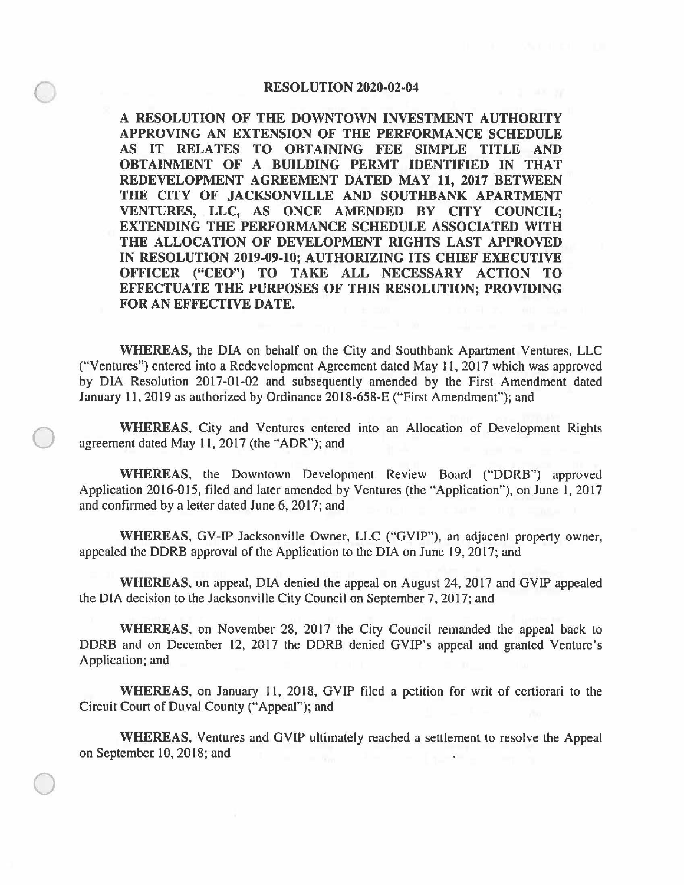# RESOLUTION 2020-02-04

**A RESOLUTION OF THE DOWNTOWN INVESTMENT AUTHORITY APPROVING AN EXTENSION OF THE PERFORMANCE SCHEDULE AS IT RELATES TO OBTAINING FEE SIMPLE TITLE AND OBTAINMENT OF A BUILDING PERMT IDENTIFIED IN THAT REDEVELOPMENT AGREEMENT DATED MAY 11, 2017 BETWEEN THE CITY OF JACKSONVILLE AND SOUTHBANK APARTMENT VENTURES, LLC, AS ONCE AMENDED BY CITY COUNCIL; EXTENDING THE PERFORMANCE SCHEDULE ASSOCIATED WITH THE ALLOCATION OF DEVELOPMENT RIGHTS LAST APPROVED IN RESOLUTION 2019-09-10; AUTHORIZING ITS CHIEF EXECUTIVE OFFICER ("CEO") TO TAKE ALL NECESSARY ACTION TO EFFECTUATE THE PURPOSES OF THIS RESOLUTION; PROVIDING FOR AN EFFECTIVE DATE.**

**WHEREAS,** the DIA on behalf on the City and Southbank Apartment Ventures, LLC ("Ventures") entered into a Redevelopment Agreement dated May 11, 2017 which was approved by DIA Resolution 2017-01-02 and subsequently amended by the First Amendment dated January 11, 2019 as authorized by Ordinance 2018-658-E ("First Amendment"); and

**WHEREAS,** City and Ventures entered into an Allocation of Development Rights agreement dated May 11, 2017 (the "ADR"); and

**WHEREAS,** the Downtown Development Review Board ("DDRB") approved Application 2016-015, filed and later amended by Ventures (the "Application"), on June 1, 2017 and confirmed by a letter dated June 6, 2017; and

**WHEREAS,** GV-IP Jacksonville Owner, LLC ("GVIP"), an adjacent property owner, appealed the DDRB approval of the Application to the DIA on June 19, 2017; and

**WHEREAS,** on appeal, DIA denied the appeal on August 24, 2017 and GVIP appealed the DIA decision to the Jacksonville City Council on September 7, 2017; and

**WHEREAS,** on November 28, 2017 the City Council remanded the appeal back to DDRB and on December 12, 2017 the DDRB denied GVIP's appeal and granted Venture's Application; and

**WHEREAS,** on January 11, 2018, GVIP filed a petition for writ of certiorari to the Circuit Court of Duval County ("Appeal"); and

**WHEREAS,** Ventures and GVIP ultimately reached a settlement to resolve the Appeal on September 10, 2018; and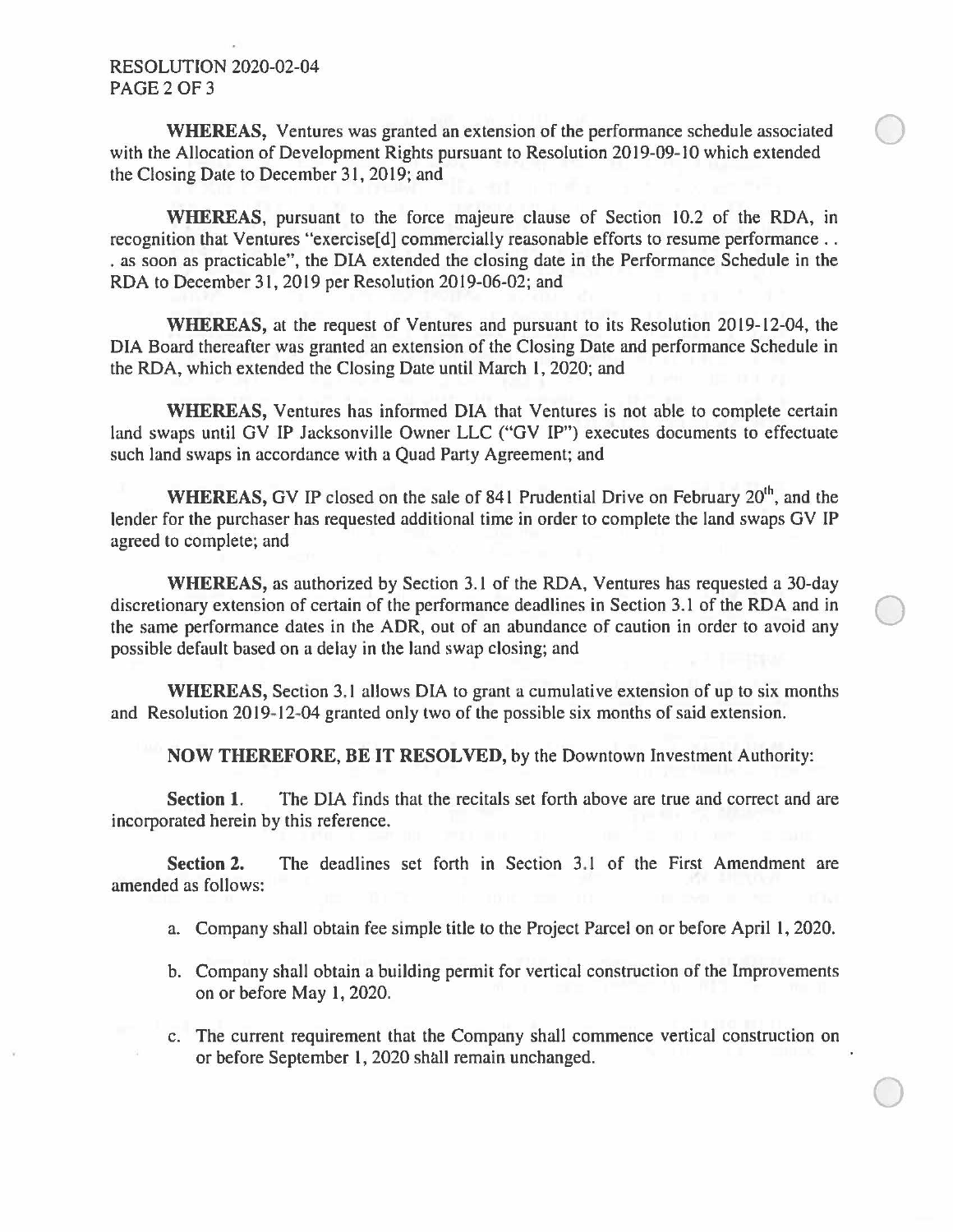**WHEREAS,** Ventures was granted an extension of the performance schedule associated with the Allocation of Development Rights pursuant to Resolution 2019-09-10 which extended the Closing Date to December 31, 2019; and

**WHEREAS**, pursuant to the force majeure clause of Section 10.2 of the RDA, in recognition that Ventures "exercise[d] commercially reasonable efforts to resume performance . . . as soon as practicable", the DIA extended the closing date in the Performance Schedule in the RDA to December 31, 2019 per Resolution 2019-06-02; and

**WHEREAS,** at the request of Ventures and pursuant to its Resolution 2019-12-04, the DIA Board thereafter was granted an extension of the Closing Date and performance Schedule in the RDA, which extended the Closing Date until March 1, 2020; and

**WHEREAS,** Ventures has informed DIA that Ventures is not able to complete certain land swaps until GV IP Jacksonville Owner LLC ("GV IP") executes documents to effectuate such land swaps in accordance with a Quad Party Agreement; and

**WHEREAS,** GV IP closed on the sale of 841 Prudential Drive on February 20th, and the lender for the purchaser has requested additional time in order to complete the land swaps GV IP agreed to complete; and

**WHEREAS,** as authorized by Section 3.1 of the RDA, Ventures has requested a 30-day discretionary extension of certain of the performance deadlines in Section 3.1 of the RDA and in the same performance dates in the ADR, out of an abundance of caution in order to avoid any possible default based on a delay in the land swap closing; and

**WHEREAS,** Section 3.1 allows DIA to grant a cumulative extension of up to six months and Resolution 2019-12-04 granted only two of the possible six months of said extension.

**NOW THEREFORE, BE IT RESOLVED,** by the Downtown Investment Authority:

**Section 1.** The DIA finds that the recitals set forth above are true and correct and are incorporated herein by this reference.

**Section 2.** The deadlines set forth in Section 3.1 of the First Amendment are amended as follows:

a. Company shall obtain fee simple title to the Project Parcel on or before April 1, 2020.

b. Company shall obtain a building permit for vertical construction of the Improvements on or before May 1, 2020.

c. The current requirement that the Company shall commence vertical construction on or before September 1, 2020 shall remain unchanged.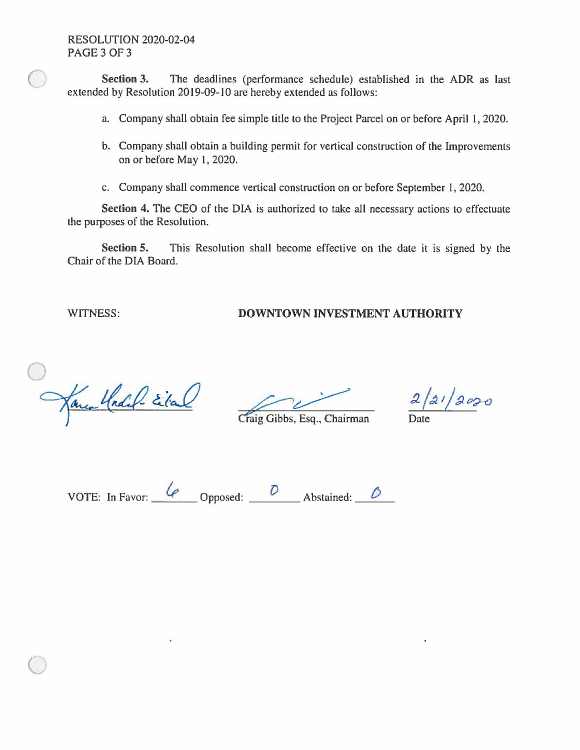**Section 3.** The deadlines (performance schedule) established in the ADR as last extended by Resolution 2019-09-10 are hereby extended as follows:

a. Company shall obtain fee simple title to the Project Parcel on or before April 1, 2020.

b. Company shall obtain a building permit for vertical construction of the Improvements on or before May 1, 2020.

c. Company shall commence vertical construction on or before September 1, 2020.

**Section 4.** The CEO of the DIA is authorized to take all necessary actions to effectuate the purposes of the Resolution.

**Section 5.** This Resolution shall become effective on the date it is signed by the Chair of the DIA Board.

WITNESS: **DOWNTOWN INVESTMENT AUTHORITY**

Craig Gibbs, Esq., Chairman

2/21/2020
Date

VOTE: In Favor: 6 Opposed: 0 Abstained: 0